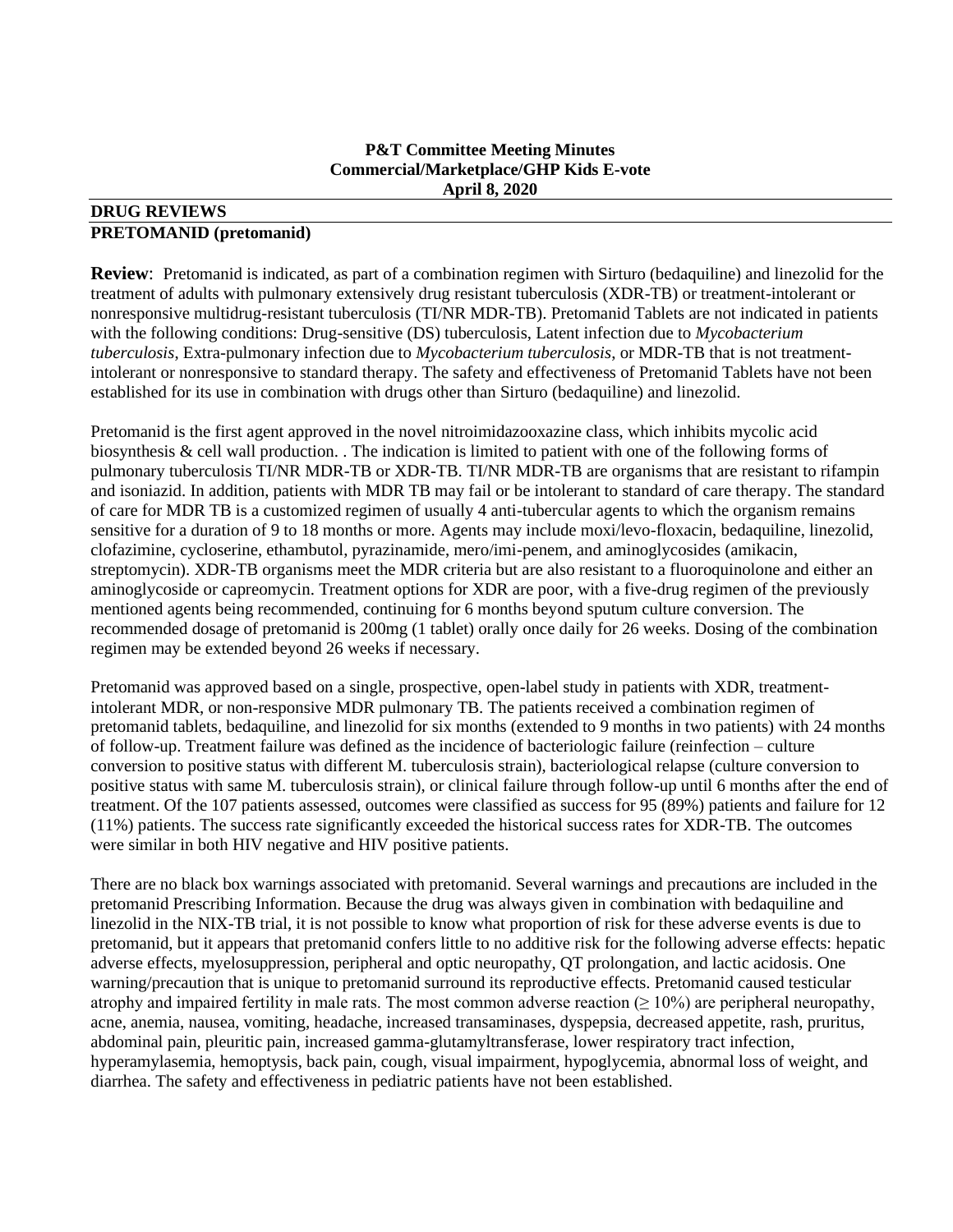**P&T Committee Meeting Minutes**
**Commercial/Marketplace/GHP Kids E-vote**
**April 8, 2020**

## DRUG REVIEWS

### PRETOMANID (pretomanid)

**Review**: Pretomanid is indicated, as part of a combination regimen with Sirturo (bedaquiline) and linezolid for the treatment of adults with pulmonary extensively drug resistant tuberculosis (XDR-TB) or treatment-intolerant or nonresponsive multidrug-resistant tuberculosis (TI/NR MDR-TB). Pretomanid Tablets are not indicated in patients with the following conditions: Drug-sensitive (DS) tuberculosis, Latent infection due to *Mycobacterium tuberculosis*, Extra-pulmonary infection due to *Mycobacterium tuberculosis*, or MDR-TB that is not treatment-intolerant or nonresponsive to standard therapy. The safety and effectiveness of Pretomanid Tablets have not been established for its use in combination with drugs other than Sirturo (bedaquiline) and linezolid.

Pretomanid is the first agent approved in the novel nitroimidazooxazine class, which inhibits mycolic acid biosynthesis & cell wall production. . The indication is limited to patient with one of the following forms of pulmonary tuberculosis TI/NR MDR-TB or XDR-TB. TI/NR MDR-TB are organisms that are resistant to rifampin and isoniazid. In addition, patients with MDR TB may fail or be intolerant to standard of care therapy. The standard of care for MDR TB is a customized regimen of usually 4 anti-tubercular agents to which the organism remains sensitive for a duration of 9 to 18 months or more. Agents may include moxi/levo-floxacin, bedaquiline, linezolid, clofazimine, cycloserine, ethambutol, pyrazinamide, mero/imi-penem, and aminoglycosides (amikacin, streptomycin). XDR-TB organisms meet the MDR criteria but are also resistant to a fluoroquinolone and either an aminoglycoside or capreomycin. Treatment options for XDR are poor, with a five-drug regimen of the previously mentioned agents being recommended, continuing for 6 months beyond sputum culture conversion. The recommended dosage of pretomanid is 200mg (1 tablet) orally once daily for 26 weeks. Dosing of the combination regimen may be extended beyond 26 weeks if necessary.

Pretomanid was approved based on a single, prospective, open-label study in patients with XDR, treatment-intolerant MDR, or non-responsive MDR pulmonary TB. The patients received a combination regimen of pretomanid tablets, bedaquiline, and linezolid for six months (extended to 9 months in two patients) with 24 months of follow-up. Treatment failure was defined as the incidence of bacteriologic failure (reinfection – culture conversion to positive status with different M. tuberculosis strain), bacteriological relapse (culture conversion to positive status with same M. tuberculosis strain), or clinical failure through follow-up until 6 months after the end of treatment. Of the 107 patients assessed, outcomes were classified as success for 95 (89%) patients and failure for 12 (11%) patients. The success rate significantly exceeded the historical success rates for XDR-TB. The outcomes were similar in both HIV negative and HIV positive patients.

There are no black box warnings associated with pretomanid. Several warnings and precautions are included in the pretomanid Prescribing Information. Because the drug was always given in combination with bedaquiline and linezolid in the NIX-TB trial, it is not possible to know what proportion of risk for these adverse events is due to pretomanid, but it appears that pretomanid confers little to no additive risk for the following adverse effects: hepatic adverse effects, myelosuppression, peripheral and optic neuropathy, QT prolongation, and lactic acidosis. One warning/precaution that is unique to pretomanid surround its reproductive effects. Pretomanid caused testicular atrophy and impaired fertility in male rats. The most common adverse reaction ($\geq$ 10%) are peripheral neuropathy, acne, anemia, nausea, vomiting, headache, increased transaminases, dyspepsia, decreased appetite, rash, pruritus, abdominal pain, pleuritic pain, increased gamma-glutamyltransferase, lower respiratory tract infection, hyperamylasemia, hemoptysis, back pain, cough, visual impairment, hypoglycemia, abnormal loss of weight, and diarrhea. The safety and effectiveness in pediatric patients have not been established.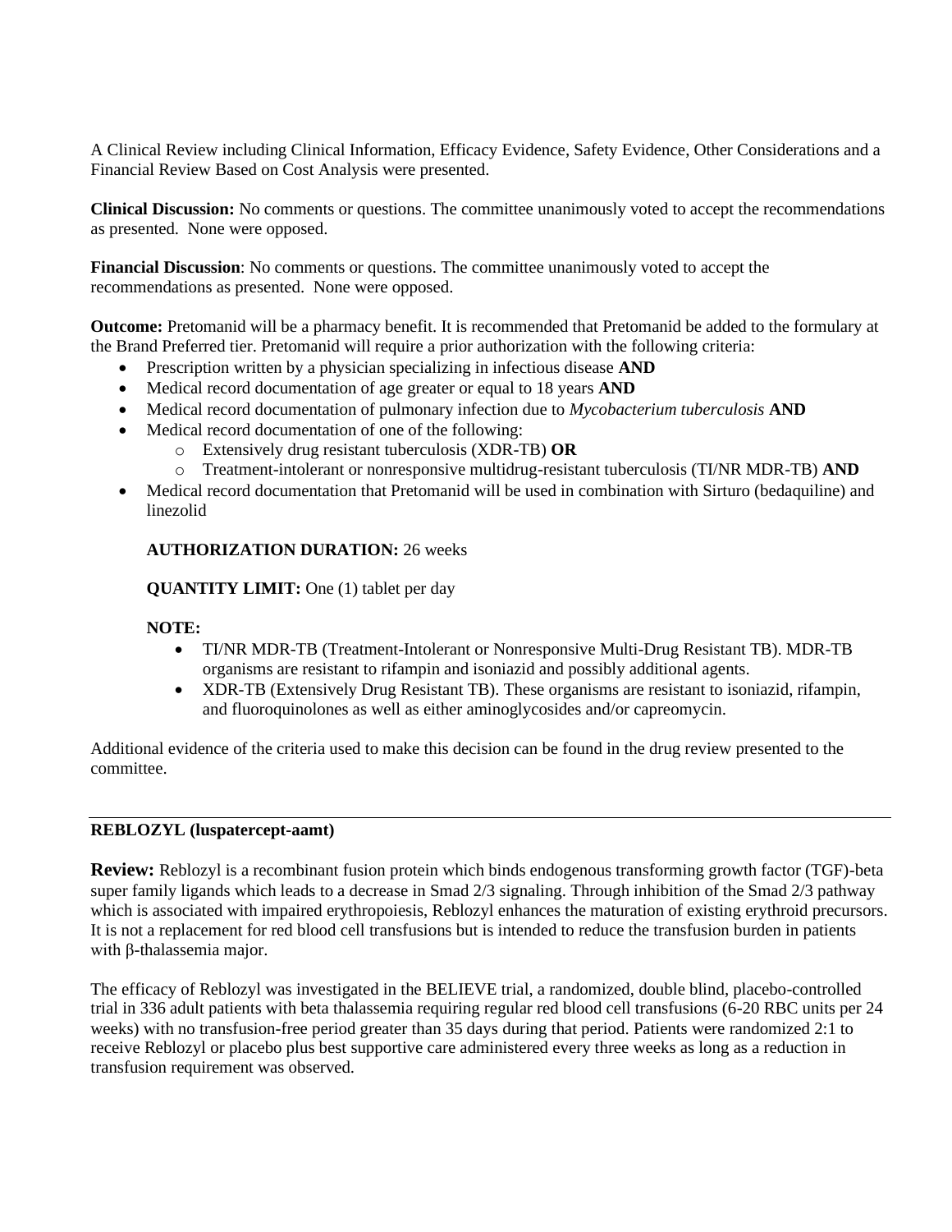A Clinical Review including Clinical Information, Efficacy Evidence, Safety Evidence, Other Considerations and a Financial Review Based on Cost Analysis were presented.

**Clinical Discussion:** No comments or questions. The committee unanimously voted to accept the recommendations as presented. None were opposed.

**Financial Discussion**: No comments or questions. The committee unanimously voted to accept the recommendations as presented. None were opposed.

**Outcome:** Pretomanid will be a pharmacy benefit. It is recommended that Pretomanid be added to the formulary at the Brand Preferred tier. Pretomanid will require a prior authorization with the following criteria:

- Prescription written by a physician specializing in infectious disease **AND**
- Medical record documentation of age greater or equal to 18 years **AND**
- Medical record documentation of pulmonary infection due to *Mycobacterium tuberculosis* **AND**
- Medical record documentation of one of the following:
  - Extensively drug resistant tuberculosis (XDR-TB) **OR**
  - Treatment-intolerant or nonresponsive multidrug-resistant tuberculosis (TI/NR MDR-TB) **AND**
- Medical record documentation that Pretomanid will be used in combination with Sirturo (bedaquiline) and linezolid

**AUTHORIZATION DURATION:** 26 weeks

**QUANTITY LIMIT:** One (1) tablet per day

**NOTE:**

- TI/NR MDR-TB (Treatment-Intolerant or Nonresponsive Multi-Drug Resistant TB). MDR-TB organisms are resistant to rifampin and isoniazid and possibly additional agents.
- XDR-TB (Extensively Drug Resistant TB). These organisms are resistant to isoniazid, rifampin, and fluoroquinolones as well as either aminoglycosides and/or capreomycin.

Additional evidence of the criteria used to make this decision can be found in the drug review presented to the committee.

---

**REBLOZYL (luspatercept-aamt)**

**Review:** Reblozyl is a recombinant fusion protein which binds endogenous transforming growth factor (TGF)-beta super family ligands which leads to a decrease in Smad 2/3 signaling. Through inhibition of the Smad 2/3 pathway which is associated with impaired erythropoiesis, Reblozyl enhances the maturation of existing erythroid precursors. It is not a replacement for red blood cell transfusions but is intended to reduce the transfusion burden in patients with β-thalassemia major.

The efficacy of Reblozyl was investigated in the BELIEVE trial, a randomized, double blind, placebo-controlled trial in 336 adult patients with beta thalassemia requiring regular red blood cell transfusions (6-20 RBC units per 24 weeks) with no transfusion-free period greater than 35 days during that period. Patients were randomized 2:1 to receive Reblozyl or placebo plus best supportive care administered every three weeks as long as a reduction in transfusion requirement was observed.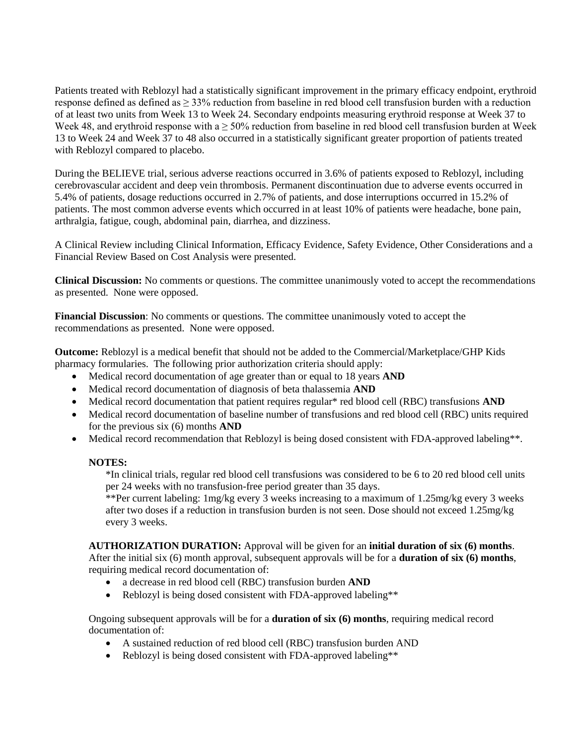Patients treated with Reblozyl had a statistically significant improvement in the primary efficacy endpoint, erythroid response defined as defined as ≥ 33% reduction from baseline in red blood cell transfusion burden with a reduction of at least two units from Week 13 to Week 24. Secondary endpoints measuring erythroid response at Week 37 to Week 48, and erythroid response with a ≥ 50% reduction from baseline in red blood cell transfusion burden at Week 13 to Week 24 and Week 37 to 48 also occurred in a statistically significant greater proportion of patients treated with Reblozyl compared to placebo.

During the BELIEVE trial, serious adverse reactions occurred in 3.6% of patients exposed to Reblozyl, including cerebrovascular accident and deep vein thrombosis. Permanent discontinuation due to adverse events occurred in 5.4% of patients, dosage reductions occurred in 2.7% of patients, and dose interruptions occurred in 15.2% of patients. The most common adverse events which occurred in at least 10% of patients were headache, bone pain, arthralgia, fatigue, cough, abdominal pain, diarrhea, and dizziness.

A Clinical Review including Clinical Information, Efficacy Evidence, Safety Evidence, Other Considerations and a Financial Review Based on Cost Analysis were presented.

**Clinical Discussion:** No comments or questions. The committee unanimously voted to accept the recommendations as presented. None were opposed.

**Financial Discussion**: No comments or questions. The committee unanimously voted to accept the recommendations as presented. None were opposed.

**Outcome:** Reblozyl is a medical benefit that should not be added to the Commercial/Marketplace/GHP Kids pharmacy formularies. The following prior authorization criteria should apply:

- Medical record documentation of age greater than or equal to 18 years **AND**
- Medical record documentation of diagnosis of beta thalassemia **AND**
- Medical record documentation that patient requires regular* red blood cell (RBC) transfusions **AND**
- Medical record documentation of baseline number of transfusions and red blood cell (RBC) units required for the previous six (6) months **AND**
- Medical record recommendation that Reblozyl is being dosed consistent with FDA-approved labeling**.

**NOTES:**

*In clinical trials, regular red blood cell transfusions was considered to be 6 to 20 red blood cell units per 24 weeks with no transfusion-free period greater than 35 days.

**Per current labeling: 1mg/kg every 3 weeks increasing to a maximum of 1.25mg/kg every 3 weeks after two doses if a reduction in transfusion burden is not seen. Dose should not exceed 1.25mg/kg every 3 weeks.

**AUTHORIZATION DURATION:** Approval will be given for an **initial duration of six (6) months**. After the initial six (6) month approval, subsequent approvals will be for a **duration of six (6) months**, requiring medical record documentation of:

- a decrease in red blood cell (RBC) transfusion burden **AND**
- Reblozyl is being dosed consistent with FDA-approved labeling**

Ongoing subsequent approvals will be for a **duration of six (6) months**, requiring medical record documentation of:

- A sustained reduction of red blood cell (RBC) transfusion burden AND
- Reblozyl is being dosed consistent with FDA-approved labeling**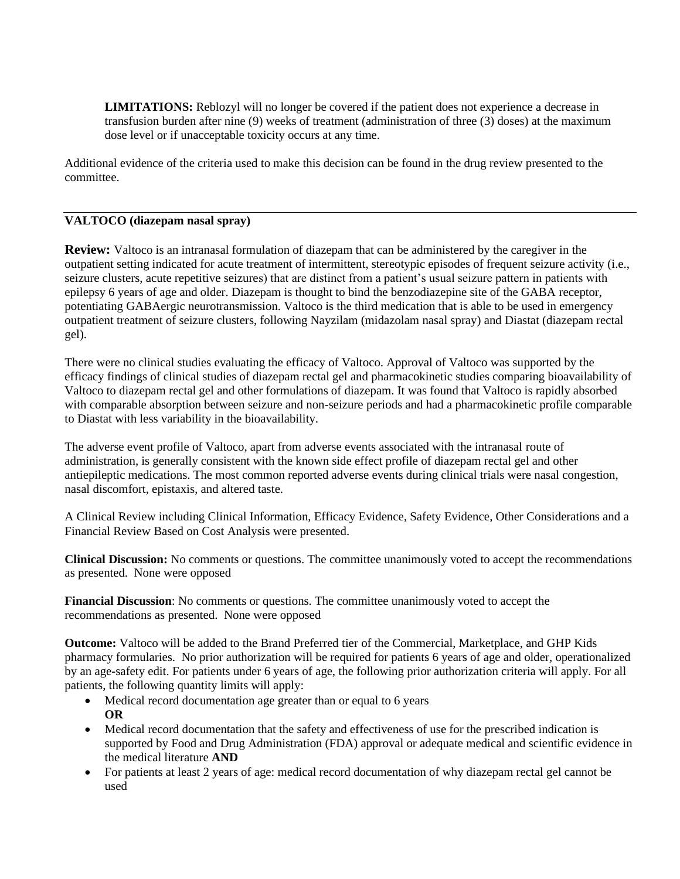**LIMITATIONS:** Reblozyl will no longer be covered if the patient does not experience a decrease in transfusion burden after nine (9) weeks of treatment (administration of three (3) doses) at the maximum dose level or if unacceptable toxicity occurs at any time.

Additional evidence of the criteria used to make this decision can be found in the drug review presented to the committee.

---

**VALTOCO (diazepam nasal spray)**

**Review:** Valtoco is an intranasal formulation of diazepam that can be administered by the caregiver in the outpatient setting indicated for acute treatment of intermittent, stereotypic episodes of frequent seizure activity (i.e., seizure clusters, acute repetitive seizures) that are distinct from a patient's usual seizure pattern in patients with epilepsy 6 years of age and older. Diazepam is thought to bind the benzodiazepine site of the GABA receptor, potentiating GABAergic neurotransmission. Valtoco is the third medication that is able to be used in emergency outpatient treatment of seizure clusters, following Nayzilam (midazolam nasal spray) and Diastat (diazepam rectal gel).

There were no clinical studies evaluating the efficacy of Valtoco. Approval of Valtoco was supported by the efficacy findings of clinical studies of diazepam rectal gel and pharmacokinetic studies comparing bioavailability of Valtoco to diazepam rectal gel and other formulations of diazepam. It was found that Valtoco is rapidly absorbed with comparable absorption between seizure and non-seizure periods and had a pharmacokinetic profile comparable to Diastat with less variability in the bioavailability.

The adverse event profile of Valtoco, apart from adverse events associated with the intranasal route of administration, is generally consistent with the known side effect profile of diazepam rectal gel and other antiepileptic medications. The most common reported adverse events during clinical trials were nasal congestion, nasal discomfort, epistaxis, and altered taste.

A Clinical Review including Clinical Information, Efficacy Evidence, Safety Evidence, Other Considerations and a Financial Review Based on Cost Analysis were presented.

**Clinical Discussion:** No comments or questions. The committee unanimously voted to accept the recommendations as presented. None were opposed

**Financial Discussion**: No comments or questions. The committee unanimously voted to accept the recommendations as presented. None were opposed

**Outcome:** Valtoco will be added to the Brand Preferred tier of the Commercial, Marketplace, and GHP Kids pharmacy formularies. No prior authorization will be required for patients 6 years of age and older, operationalized by an age-safety edit. For patients under 6 years of age, the following prior authorization criteria will apply. For all patients, the following quantity limits will apply:

- Medical record documentation age greater than or equal to 6 years
  **OR**
- Medical record documentation that the safety and effectiveness of use for the prescribed indication is supported by Food and Drug Administration (FDA) approval or adequate medical and scientific evidence in the medical literature **AND**
- For patients at least 2 years of age: medical record documentation of why diazepam rectal gel cannot be used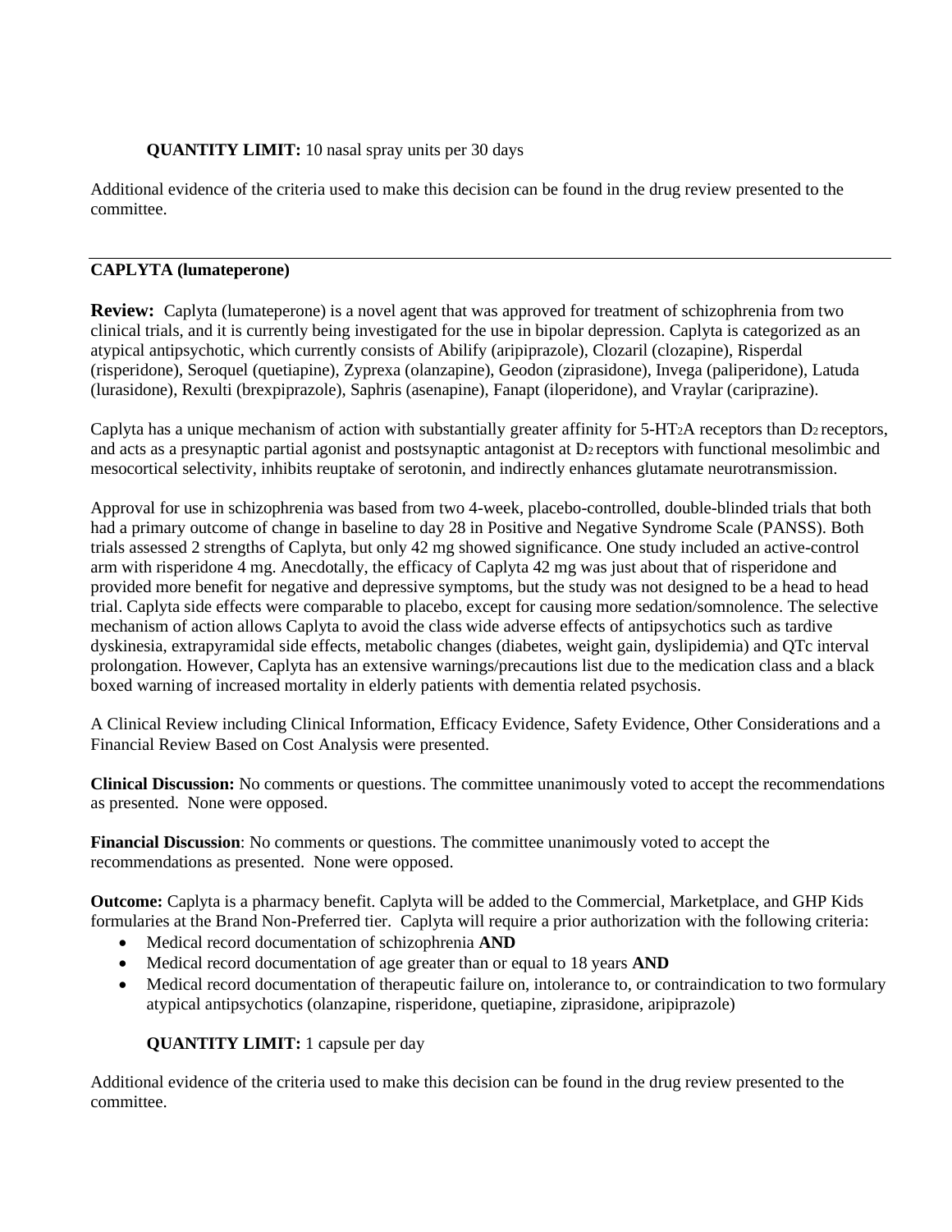**QUANTITY LIMIT:** 10 nasal spray units per 30 days

Additional evidence of the criteria used to make this decision can be found in the drug review presented to the committee.

---

**CAPLYTA (lumateperone)**

**Review:** Caplyta (lumateperone) is a novel agent that was approved for treatment of schizophrenia from two clinical trials, and it is currently being investigated for the use in bipolar depression. Caplyta is categorized as an atypical antipsychotic, which currently consists of Abilify (aripiprazole), Clozaril (clozapine), Risperdal (risperidone), Seroquel (quetiapine), Zyprexa (olanzapine), Geodon (ziprasidone), Invega (paliperidone), Latuda (lurasidone), Rexulti (brexpiprazole), Saphris (asenapine), Fanapt (iloperidone), and Vraylar (cariprazine).

Caplyta has a unique mechanism of action with substantially greater affinity for 5-$HT_2$A receptors than $D_2$ receptors, and acts as a presynaptic partial agonist and postsynaptic antagonist at $D_2$ receptors with functional mesolimbic and mesocortical selectivity, inhibits reuptake of serotonin, and indirectly enhances glutamate neurotransmission.

Approval for use in schizophrenia was based from two 4-week, placebo-controlled, double-blinded trials that both had a primary outcome of change in baseline to day 28 in Positive and Negative Syndrome Scale (PANSS). Both trials assessed 2 strengths of Caplyta, but only 42 mg showed significance. One study included an active-control arm with risperidone 4 mg. Anecdotally, the efficacy of Caplyta 42 mg was just about that of risperidone and provided more benefit for negative and depressive symptoms, but the study was not designed to be a head to head trial. Caplyta side effects were comparable to placebo, except for causing more sedation/somnolence. The selective mechanism of action allows Caplyta to avoid the class wide adverse effects of antipsychotics such as tardive dyskinesia, extrapyramidal side effects, metabolic changes (diabetes, weight gain, dyslipidemia) and QTc interval prolongation. However, Caplyta has an extensive warnings/precautions list due to the medication class and a black boxed warning of increased mortality in elderly patients with dementia related psychosis.

A Clinical Review including Clinical Information, Efficacy Evidence, Safety Evidence, Other Considerations and a Financial Review Based on Cost Analysis were presented.

**Clinical Discussion:** No comments or questions. The committee unanimously voted to accept the recommendations as presented. None were opposed.

**Financial Discussion**: No comments or questions. The committee unanimously voted to accept the recommendations as presented. None were opposed.

**Outcome:** Caplyta is a pharmacy benefit. Caplyta will be added to the Commercial, Marketplace, and GHP Kids formularies at the Brand Non-Preferred tier. Caplyta will require a prior authorization with the following criteria:

- Medical record documentation of schizophrenia **AND**
- Medical record documentation of age greater than or equal to 18 years **AND**
- Medical record documentation of therapeutic failure on, intolerance to, or contraindication to two formulary atypical antipsychotics (olanzapine, risperidone, quetiapine, ziprasidone, aripiprazole)

**QUANTITY LIMIT:** 1 capsule per day

Additional evidence of the criteria used to make this decision can be found in the drug review presented to the committee.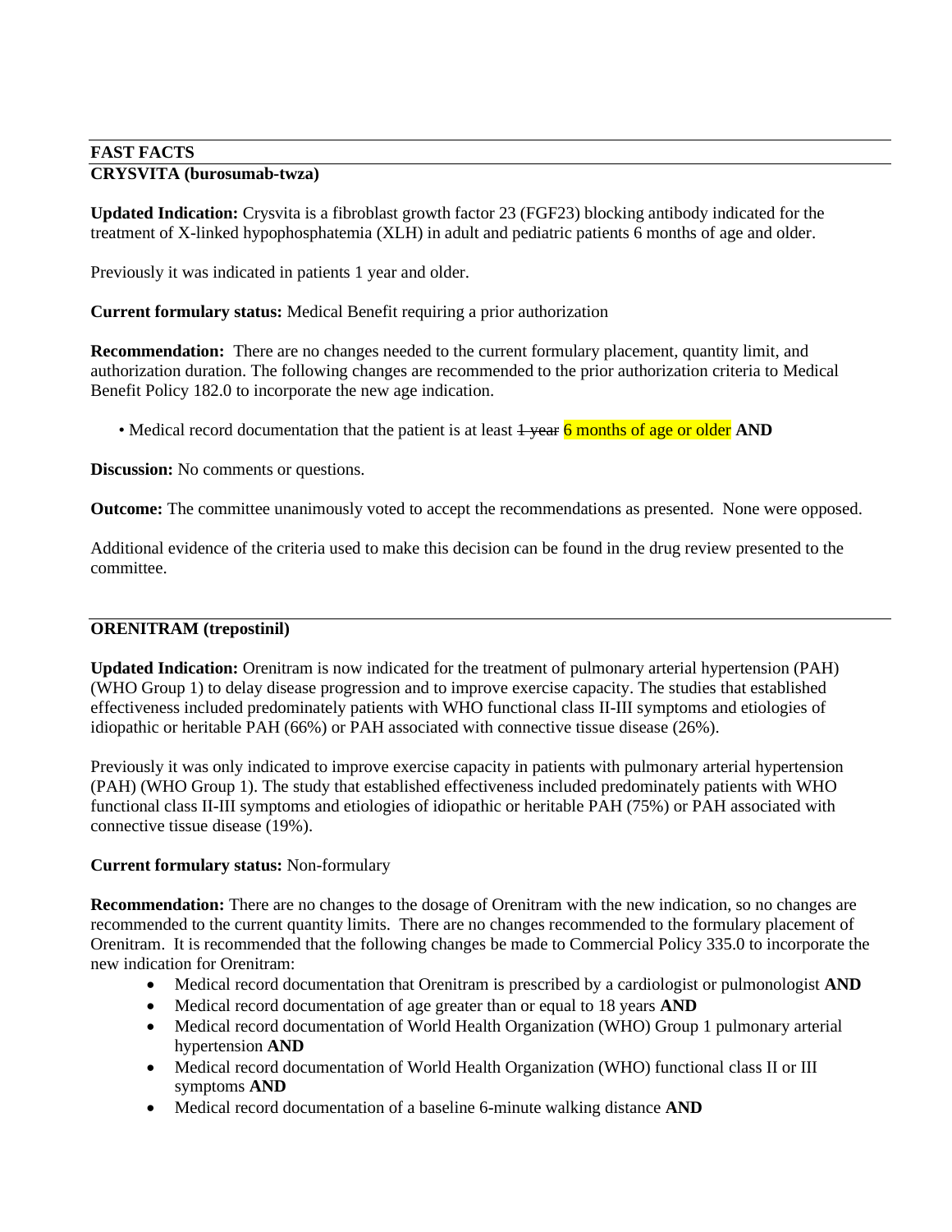## FAST FACTS

### CRYSVITA (burosumab-twza)

**Updated Indication:** Crysvita is a fibroblast growth factor 23 (FGF23) blocking antibody indicated for the treatment of X-linked hypophosphatemia (XLH) in adult and pediatric patients 6 months of age and older.

Previously it was indicated in patients 1 year and older.

**Current formulary status:** Medical Benefit requiring a prior authorization

**Recommendation:** There are no changes needed to the current formulary placement, quantity limit, and authorization duration. The following changes are recommended to the prior authorization criteria to Medical Benefit Policy 182.0 to incorporate the new age indication.

- Medical record documentation that the patient is at least ~~1 year~~ 6 months of age or older **AND**

**Discussion:** No comments or questions.

**Outcome:** The committee unanimously voted to accept the recommendations as presented. None were opposed.

Additional evidence of the criteria used to make this decision can be found in the drug review presented to the committee.

### ORENITRAM (treprostinil)

**Updated Indication:** Orenitram is now indicated for the treatment of pulmonary arterial hypertension (PAH) (WHO Group 1) to delay disease progression and to improve exercise capacity. The studies that established effectiveness included predominately patients with WHO functional class II-III symptoms and etiologies of idiopathic or heritable PAH (66%) or PAH associated with connective tissue disease (26%).

Previously it was only indicated to improve exercise capacity in patients with pulmonary arterial hypertension (PAH) (WHO Group 1). The study that established effectiveness included predominately patients with WHO functional class II-III symptoms and etiologies of idiopathic or heritable PAH (75%) or PAH associated with connective tissue disease (19%).

**Current formulary status:** Non-formulary

**Recommendation:** There are no changes to the dosage of Orenitram with the new indication, so no changes are recommended to the current quantity limits. There are no changes recommended to the formulary placement of Orenitram. It is recommended that the following changes be made to Commercial Policy 335.0 to incorporate the new indication for Orenitram:

- Medical record documentation that Orenitram is prescribed by a cardiologist or pulmonologist **AND**
- Medical record documentation of age greater than or equal to 18 years **AND**
- Medical record documentation of World Health Organization (WHO) Group 1 pulmonary arterial hypertension **AND**
- Medical record documentation of World Health Organization (WHO) functional class II or III symptoms **AND**
- Medical record documentation of a baseline 6-minute walking distance **AND**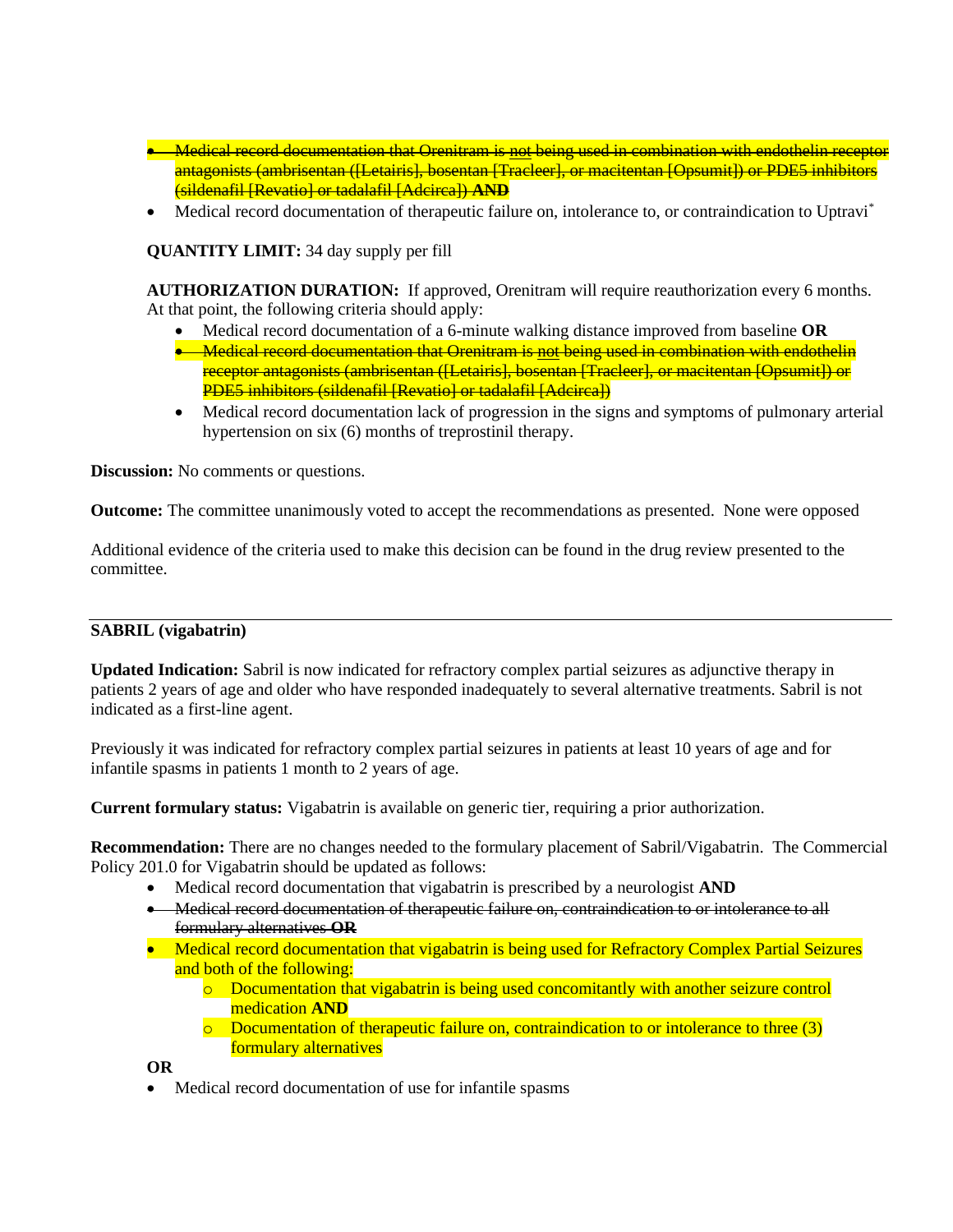- ~~Medical record documentation that Orenitram is not being used in combination with endothelin receptor antagonists (ambrisentan ([Letairis], bosentan [Tracleer], or macitentan [Opsumit]) or PDE5 inhibitors (sildenafil [Revatio] or tadalafil [Adcirca]) **AND**~~
- Medical record documentation of therapeutic failure on, intolerance to, or contraindication to Uptravi*

**QUANTITY LIMIT:** 34 day supply per fill

**AUTHORIZATION DURATION:** If approved, Orenitram will require reauthorization every 6 months. At that point, the following criteria should apply:

- Medical record documentation of a 6-minute walking distance improved from baseline **OR**
- ~~Medical record documentation that Orenitram is not being used in combination with endothelin receptor antagonists (ambrisentan ([Letairis], bosentan [Tracleer], or macitentan [Opsumit]) or PDE5 inhibitors (sildenafil [Revatio] or tadalafil [Adcirca])~~
- Medical record documentation lack of progression in the signs and symptoms of pulmonary arterial hypertension on six (6) months of treprostinil therapy.

**Discussion:** No comments or questions.

**Outcome:** The committee unanimously voted to accept the recommendations as presented. None were opposed

Additional evidence of the criteria used to make this decision can be found in the drug review presented to the committee.

---

**SABRIL (vigabatrin)**

**Updated Indication:** Sabril is now indicated for refractory complex partial seizures as adjunctive therapy in patients 2 years of age and older who have responded inadequately to several alternative treatments. Sabril is not indicated as a first-line agent.

Previously it was indicated for refractory complex partial seizures in patients at least 10 years of age and for infantile spasms in patients 1 month to 2 years of age.

**Current formulary status:** Vigabatrin is available on generic tier, requiring a prior authorization.

**Recommendation:** There are no changes needed to the formulary placement of Sabril/Vigabatrin. The Commercial Policy 201.0 for Vigabatrin should be updated as follows:

- Medical record documentation that vigabatrin is prescribed by a neurologist **AND**
- ~~Medical record documentation of therapeutic failure on, contraindication to or intolerance to all formulary alternatives **OR**~~
- Medical record documentation that vigabatrin is being used for Refractory Complex Partial Seizures and both of the following:
  - Documentation that vigabatrin is being used concomitantly with another seizure control medication **AND**
  - Documentation of therapeutic failure on, contraindication to or intolerance to three (3) formulary alternatives

**OR**

- Medical record documentation of use for infantile spasms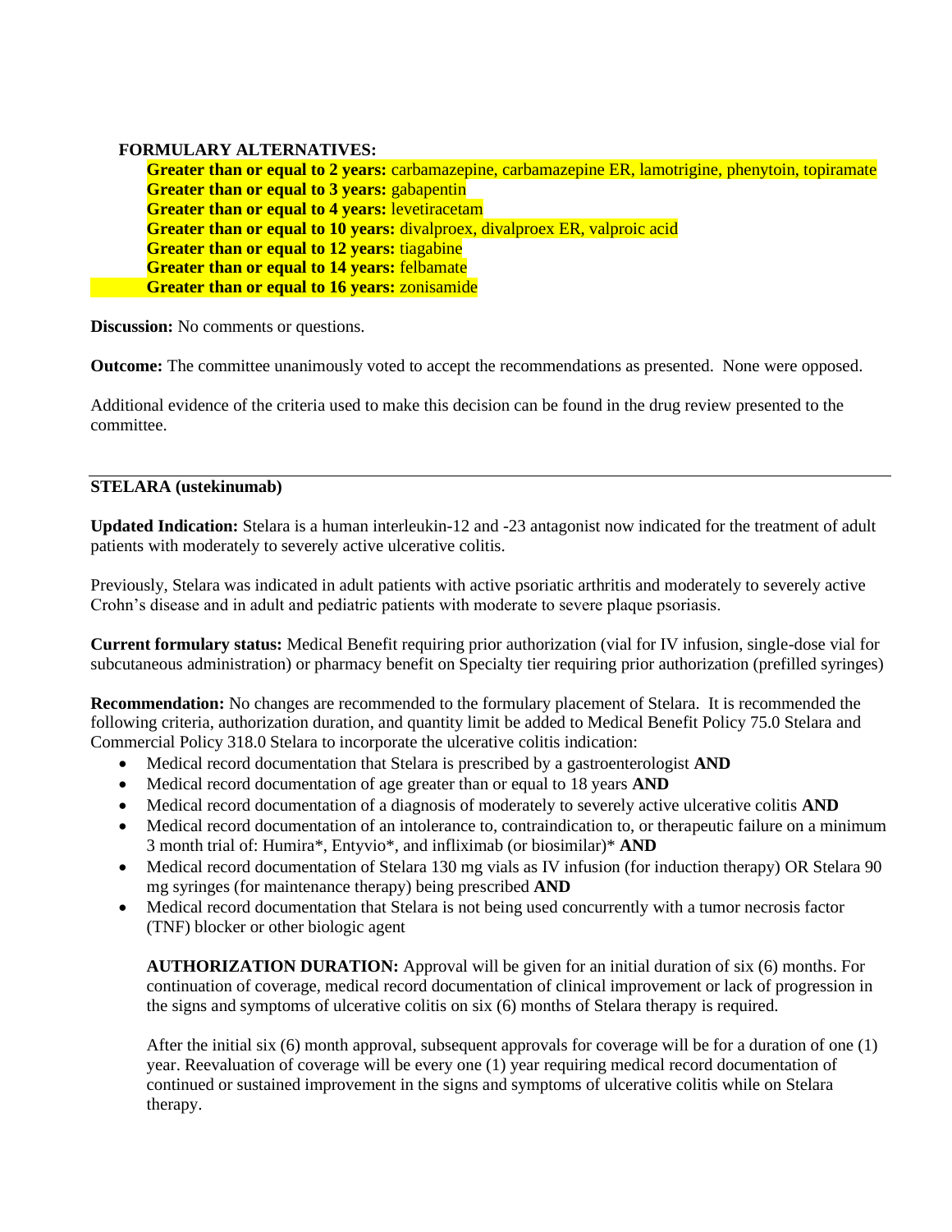**FORMULARY ALTERNATIVES:**

- **Greater than or equal to 2 years:** carbamazepine, carbamazepine ER, lamotrigine, phenytoin, topiramate
- **Greater than or equal to 3 years:** gabapentin
- **Greater than or equal to 4 years:** levetiracetam
- **Greater than or equal to 10 years:** divalproex, divalproex ER, valproic acid
- **Greater than or equal to 12 years:** tiagabine
- **Greater than or equal to 14 years:** felbamate
- **Greater than or equal to 16 years:** zonisamide

**Discussion:** No comments or questions.

**Outcome:** The committee unanimously voted to accept the recommendations as presented. None were opposed.

Additional evidence of the criteria used to make this decision can be found in the drug review presented to the committee.

---

## STELARA (ustekinumab)

**Updated Indication:** Stelara is a human interleukin-12 and -23 antagonist now indicated for the treatment of adult patients with moderately to severely active ulcerative colitis.

Previously, Stelara was indicated in adult patients with active psoriatic arthritis and moderately to severely active Crohn's disease and in adult and pediatric patients with moderate to severe plaque psoriasis.

**Current formulary status:** Medical Benefit requiring prior authorization (vial for IV infusion, single-dose vial for subcutaneous administration) or pharmacy benefit on Specialty tier requiring prior authorization (prefilled syringes)

**Recommendation:** No changes are recommended to the formulary placement of Stelara. It is recommended the following criteria, authorization duration, and quantity limit be added to Medical Benefit Policy 75.0 Stelara and Commercial Policy 318.0 Stelara to incorporate the ulcerative colitis indication:

- Medical record documentation that Stelara is prescribed by a gastroenterologist **AND**
- Medical record documentation of age greater than or equal to 18 years **AND**
- Medical record documentation of a diagnosis of moderately to severely active ulcerative colitis **AND**
- Medical record documentation of an intolerance to, contraindication to, or therapeutic failure on a minimum 3 month trial of: Humira*, Entyvio*, and infliximab (or biosimilar)* **AND**
- Medical record documentation of Stelara 130 mg vials as IV infusion (for induction therapy) OR Stelara 90 mg syringes (for maintenance therapy) being prescribed **AND**
- Medical record documentation that Stelara is not being used concurrently with a tumor necrosis factor (TNF) blocker or other biologic agent

**AUTHORIZATION DURATION:** Approval will be given for an initial duration of six (6) months. For continuation of coverage, medical record documentation of clinical improvement or lack of progression in the signs and symptoms of ulcerative colitis on six (6) months of Stelara therapy is required.

After the initial six (6) month approval, subsequent approvals for coverage will be for a duration of one (1) year. Reevaluation of coverage will be every one (1) year requiring medical record documentation of continued or sustained improvement in the signs and symptoms of ulcerative colitis while on Stelara therapy.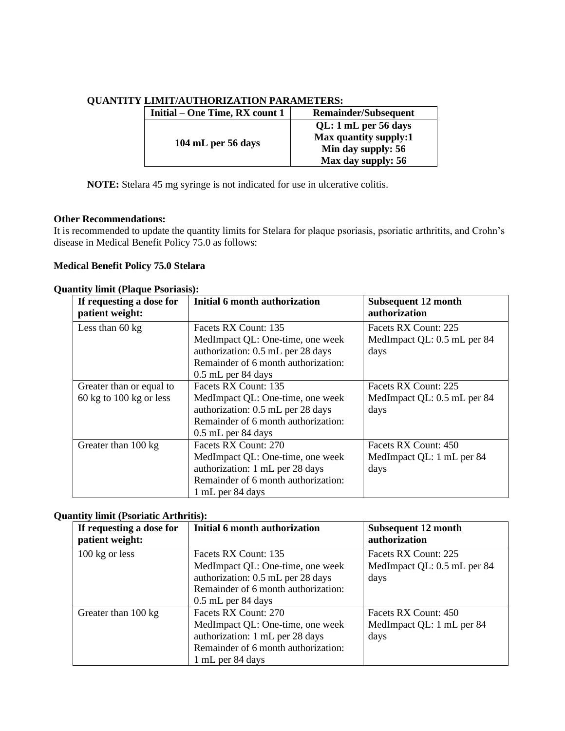**QUANTITY LIMIT/AUTHORIZATION PARAMETERS:**

| Initial – One Time, RX count 1 | Remainder/Subsequent |
|---|---|
| **104 mL per 56 days** | **QL: 1 mL per 56 days**<br>**Max quantity supply:1**<br>**Min day supply: 56**<br>**Max day supply: 56** |

**NOTE:** Stelara 45 mg syringe is not indicated for use in ulcerative colitis.

**Other Recommendations:**

It is recommended to update the quantity limits for Stelara for plaque psoriasis, psoriatic arthritits, and Crohn's disease in Medical Benefit Policy 75.0 as follows:

**Medical Benefit Policy 75.0 Stelara**

**Quantity limit (Plaque Psoriasis):**

| If requesting a dose for patient weight: | Initial 6 month authorization | Subsequent 12 month authorization |
|---|---|---|
| Less than 60 kg | Facets RX Count: 135<br>MedImpact QL: One-time, one week authorization: 0.5 mL per 28 days<br>Remainder of 6 month authorization: 0.5 mL per 84 days | Facets RX Count: 225<br>MedImpact QL: 0.5 mL per 84 days |
| Greater than or equal to 60 kg to 100 kg or less | Facets RX Count: 135<br>MedImpact QL: One-time, one week authorization: 0.5 mL per 28 days<br>Remainder of 6 month authorization: 0.5 mL per 84 days | Facets RX Count: 225<br>MedImpact QL: 0.5 mL per 84 days |
| Greater than 100 kg | Facets RX Count: 270<br>MedImpact QL: One-time, one week authorization: 1 mL per 28 days<br>Remainder of 6 month authorization: 1 mL per 84 days | Facets RX Count: 450<br>MedImpact QL: 1 mL per 84 days |

**Quantity limit (Psoriatic Arthritis):**

| If requesting a dose for patient weight: | Initial 6 month authorization | Subsequent 12 month authorization |
|---|---|---|
| 100 kg or less | Facets RX Count: 135<br>MedImpact QL: One-time, one week authorization: 0.5 mL per 28 days<br>Remainder of 6 month authorization: 0.5 mL per 84 days | Facets RX Count: 225<br>MedImpact QL: 0.5 mL per 84 days |
| Greater than 100 kg | Facets RX Count: 270<br>MedImpact QL: One-time, one week authorization: 1 mL per 28 days<br>Remainder of 6 month authorization: 1 mL per 84 days | Facets RX Count: 450<br>MedImpact QL: 1 mL per 84 days |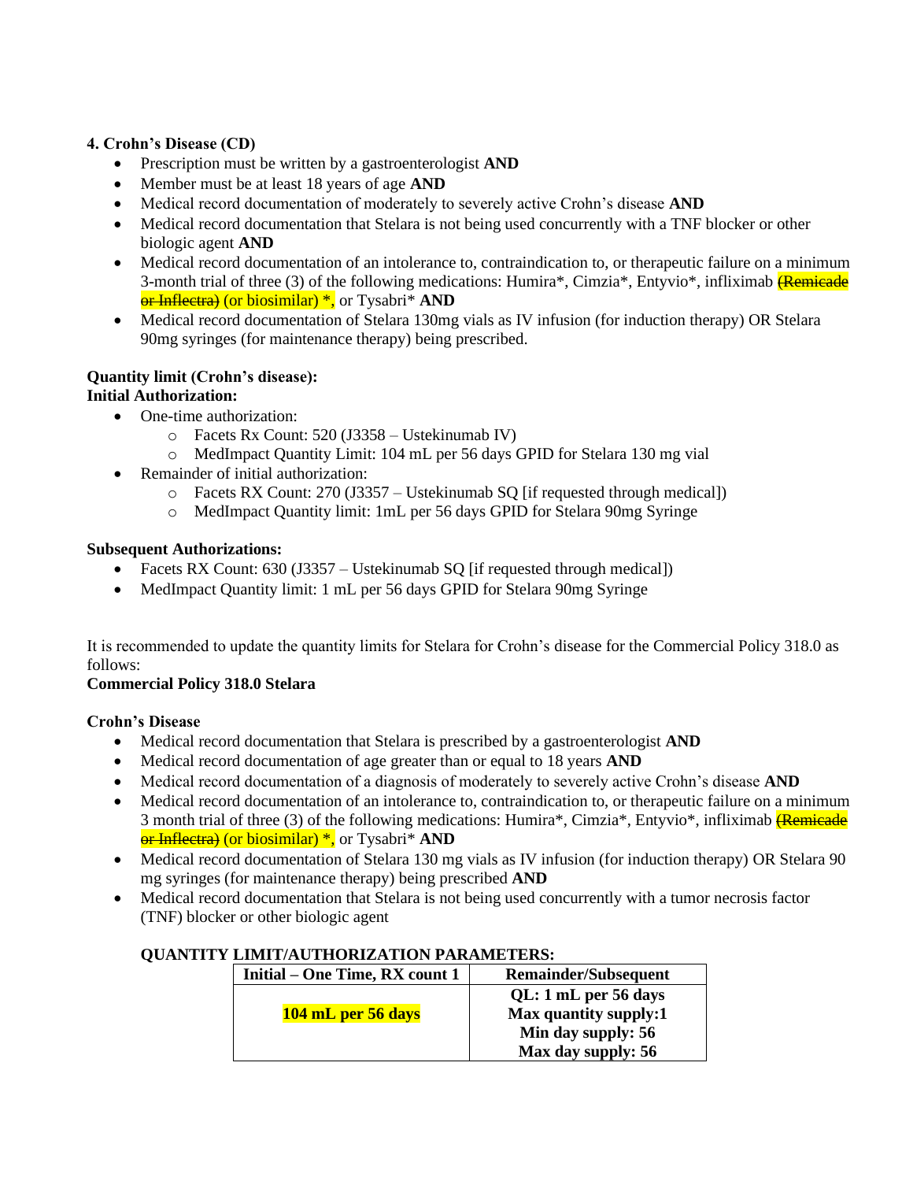**4. Crohn's Disease (CD)**

- Prescription must be written by a gastroenterologist **AND**
- Member must be at least 18 years of age **AND**
- Medical record documentation of moderately to severely active Crohn's disease **AND**
- Medical record documentation that Stelara is not being used concurrently with a TNF blocker or other biologic agent **AND**
- Medical record documentation of an intolerance to, contraindication to, or therapeutic failure on a minimum 3-month trial of three (3) of the following medications: Humira*, Cimzia*, Entyvio*, infliximab ~~(Remicade or Inflectra)~~ (or biosimilar) *, or Tysabri* **AND**
- Medical record documentation of Stelara 130mg vials as IV infusion (for induction therapy) OR Stelara 90mg syringes (for maintenance therapy) being prescribed.

**Quantity limit (Crohn's disease):**
**Initial Authorization:**

- One-time authorization:
  - Facets Rx Count: 520 (J3358 – Ustekinumab IV)
  - MedImpact Quantity Limit: 104 mL per 56 days GPID for Stelara 130 mg vial
- Remainder of initial authorization:
  - Facets RX Count: 270 (J3357 – Ustekinumab SQ [if requested through medical])
  - MedImpact Quantity limit: 1mL per 56 days GPID for Stelara 90mg Syringe

**Subsequent Authorizations:**

- Facets RX Count: 630 (J3357 – Ustekinumab SQ [if requested through medical])
- MedImpact Quantity limit: 1 mL per 56 days GPID for Stelara 90mg Syringe

It is recommended to update the quantity limits for Stelara for Crohn's disease for the Commercial Policy 318.0 as follows:
**Commercial Policy 318.0 Stelara**

**Crohn's Disease**

- Medical record documentation that Stelara is prescribed by a gastroenterologist **AND**
- Medical record documentation of age greater than or equal to 18 years **AND**
- Medical record documentation of a diagnosis of moderately to severely active Crohn's disease **AND**
- Medical record documentation of an intolerance to, contraindication to, or therapeutic failure on a minimum 3 month trial of three (3) of the following medications: Humira*, Cimzia*, Entyvio*, infliximab ~~(Remicade or Inflectra)~~ (or biosimilar) *, or Tysabri* **AND**
- Medical record documentation of Stelara 130 mg vials as IV infusion (for induction therapy) OR Stelara 90 mg syringes (for maintenance therapy) being prescribed **AND**
- Medical record documentation that Stelara is not being used concurrently with a tumor necrosis factor (TNF) blocker or other biologic agent

**QUANTITY LIMIT/AUTHORIZATION PARAMETERS:**

| Initial – One Time, RX count 1 | Remainder/Subsequent |
|---|---|
| **104 mL per 56 days** | **QL: 1 mL per 56 days**<br>**Max quantity supply:1**<br>**Min day supply: 56**<br>**Max day supply: 56** |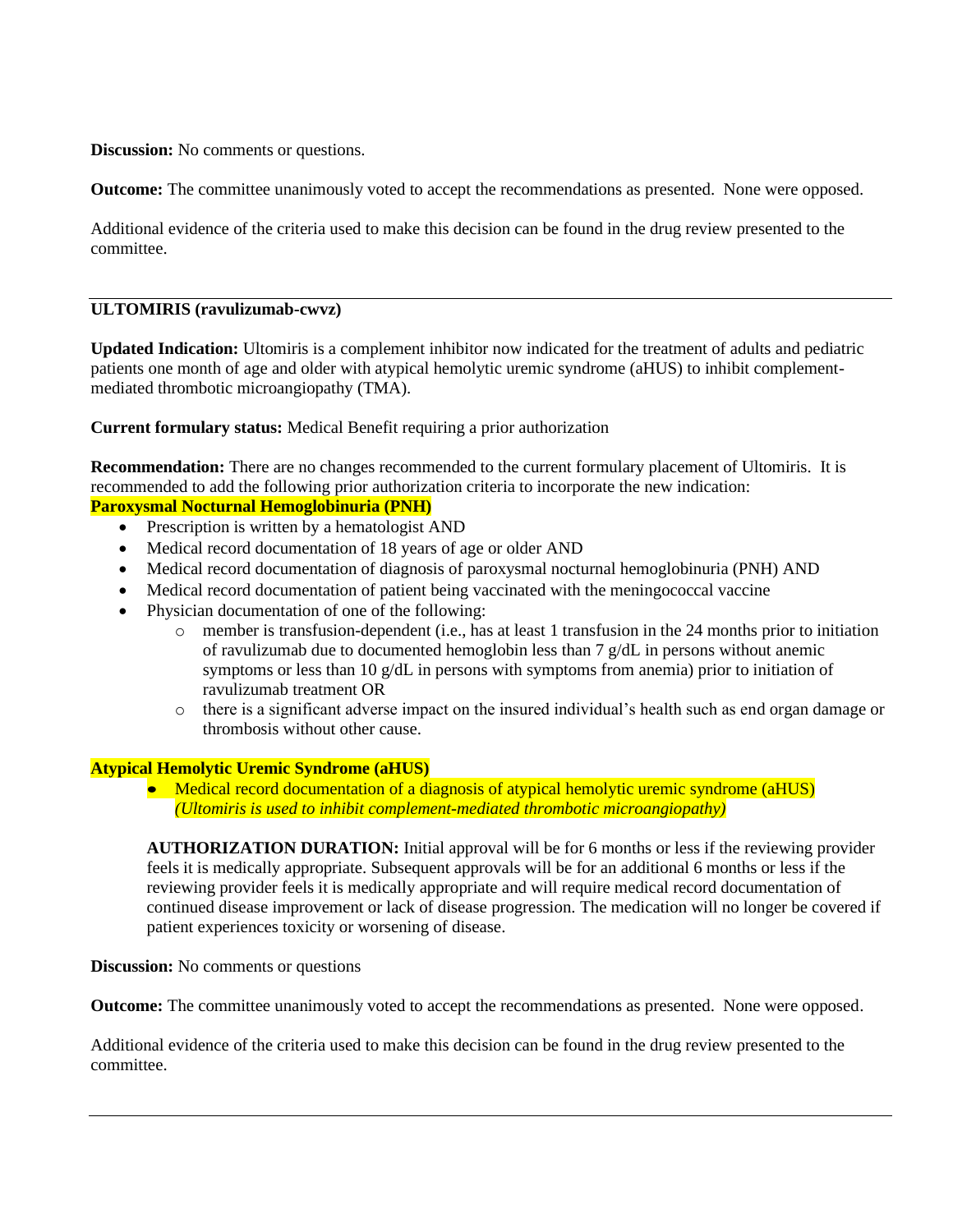**Discussion:** No comments or questions.

**Outcome:** The committee unanimously voted to accept the recommendations as presented. None were opposed.

Additional evidence of the criteria used to make this decision can be found in the drug review presented to the committee.

---

**ULTOMIRIS (ravulizumab-cwvz)**

**Updated Indication:** Ultomiris is a complement inhibitor now indicated for the treatment of adults and pediatric patients one month of age and older with atypical hemolytic uremic syndrome (aHUS) to inhibit complement-mediated thrombotic microangiopathy (TMA).

**Current formulary status:** Medical Benefit requiring a prior authorization

**Recommendation:** There are no changes recommended to the current formulary placement of Ultomiris. It is recommended to add the following prior authorization criteria to incorporate the new indication:

**Paroxysmal Nocturnal Hemoglobinuria (PNH)**

- Prescription is written by a hematologist AND
- Medical record documentation of 18 years of age or older AND
- Medical record documentation of diagnosis of paroxysmal nocturnal hemoglobinuria (PNH) AND
- Medical record documentation of patient being vaccinated with the meningococcal vaccine
- Physician documentation of one of the following:
    - member is transfusion-dependent (i.e., has at least 1 transfusion in the 24 months prior to initiation of ravulizumab due to documented hemoglobin less than 7 g/dL in persons without anemic symptoms or less than 10 g/dL in persons with symptoms from anemia) prior to initiation of ravulizumab treatment OR
    - there is a significant adverse impact on the insured individual's health such as end organ damage or thrombosis without other cause.

**Atypical Hemolytic Uremic Syndrome (aHUS)**

- Medical record documentation of a diagnosis of atypical hemolytic uremic syndrome (aHUS) *(Ultomiris is used to inhibit complement-mediated thrombotic microangiopathy)*

**AUTHORIZATION DURATION:** Initial approval will be for 6 months or less if the reviewing provider feels it is medically appropriate. Subsequent approvals will be for an additional 6 months or less if the reviewing provider feels it is medically appropriate and will require medical record documentation of continued disease improvement or lack of disease progression. The medication will no longer be covered if patient experiences toxicity or worsening of disease.

**Discussion:** No comments or questions

**Outcome:** The committee unanimously voted to accept the recommendations as presented. None were opposed.

Additional evidence of the criteria used to make this decision can be found in the drug review presented to the committee.

---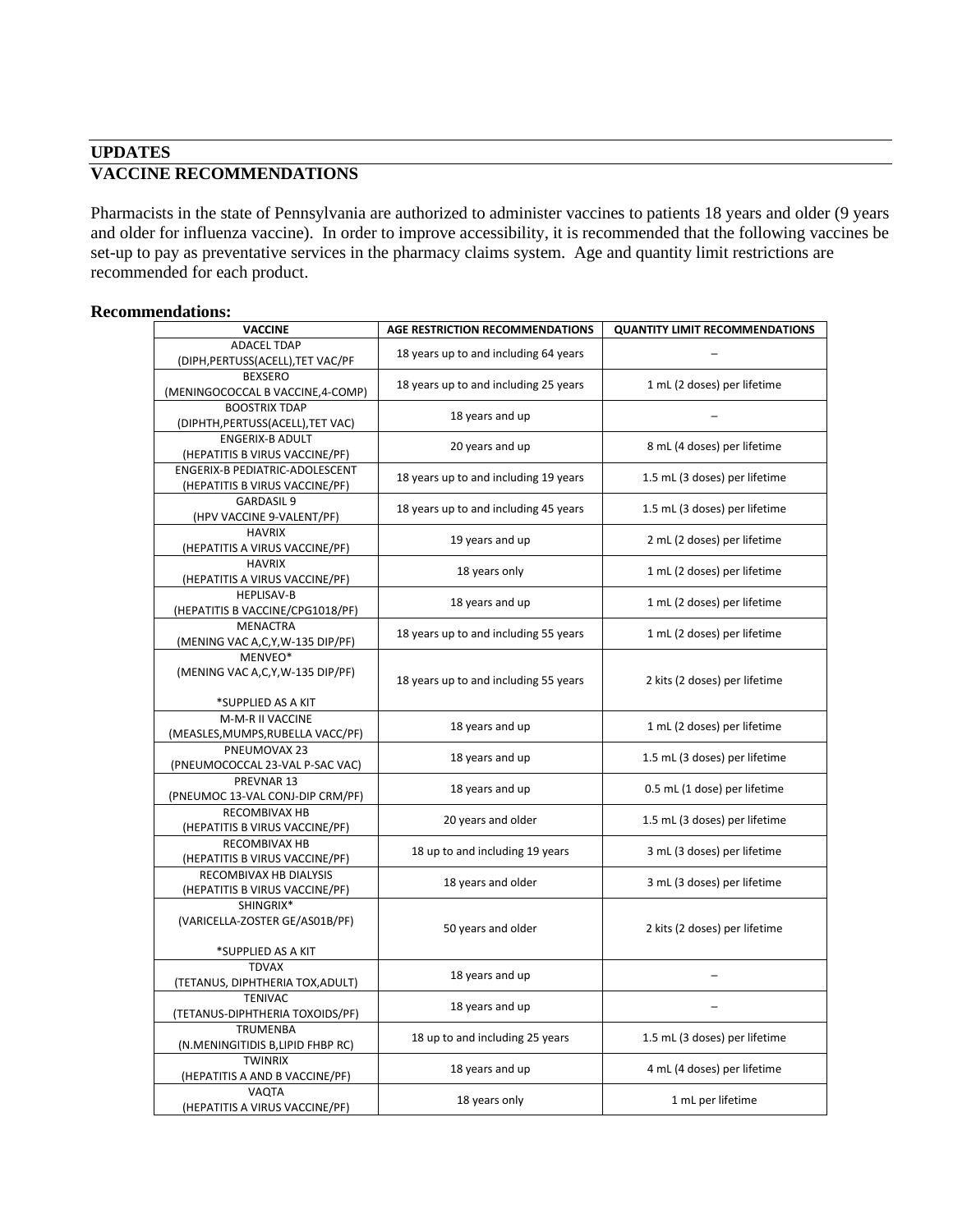## UPDATES

## VACCINE RECOMMENDATIONS

Pharmacists in the state of Pennsylvania are authorized to administer vaccines to patients 18 years and older (9 years and older for influenza vaccine). In order to improve accessibility, it is recommended that the following vaccines be set-up to pay as preventative services in the pharmacy claims system. Age and quantity limit restrictions are recommended for each product.

**Recommendations:**

| VACCINE | AGE RESTRICTION RECOMMENDATIONS | QUANTITY LIMIT RECOMMENDATIONS |
|---|---|---|
| ADACEL TDAP (DIPH,PERTUSS(ACELL),TET VAC/PF | 18 years up to and including 64 years | – |
| BEXSERO (MENINGOCOCCAL B VACCINE,4-COMP) | 18 years up to and including 25 years | 1 mL (2 doses) per lifetime |
| BOOSTRIX TDAP (DIPHTH,PERTUSS(ACELL),TET VAC) | 18 years and up | – |
| ENGERIX-B ADULT (HEPATITIS B VIRUS VACCINE/PF) | 20 years and up | 8 mL (4 doses) per lifetime |
| ENGERIX-B PEDIATRIC-ADOLESCENT (HEPATITIS B VIRUS VACCINE/PF) | 18 years up to and including 19 years | 1.5 mL (3 doses) per lifetime |
| GARDASIL 9 (HPV VACCINE 9-VALENT/PF) | 18 years up to and including 45 years | 1.5 mL (3 doses) per lifetime |
| HAVRIX (HEPATITIS A VIRUS VACCINE/PF) | 19 years and up | 2 mL (2 doses) per lifetime |
| HAVRIX (HEPATITIS A VIRUS VACCINE/PF) | 18 years only | 1 mL (2 doses) per lifetime |
| HEPLISAV-B (HEPATITIS B VACCINE/CPG1018/PF) | 18 years and up | 1 mL (2 doses) per lifetime |
| MENACTRA (MENING VAC A,C,Y,W-135 DIP/PF) | 18 years up to and including 55 years | 1 mL (2 doses) per lifetime |
| MENVEO* (MENING VAC A,C,Y,W-135 DIP/PF) *SUPPLIED AS A KIT | 18 years up to and including 55 years | 2 kits (2 doses) per lifetime |
| M-M-R II VACCINE (MEASLES,MUMPS,RUBELLA VACC/PF) | 18 years and up | 1 mL (2 doses) per lifetime |
| PNEUMOVAX 23 (PNEUMOCOCCAL 23-VAL P-SAC VAC) | 18 years and up | 1.5 mL (3 doses) per lifetime |
| PREVNAR 13 (PNEUMOC 13-VAL CONJ-DIP CRM/PF) | 18 years and up | 0.5 mL (1 dose) per lifetime |
| RECOMBIVAX HB (HEPATITIS B VIRUS VACCINE/PF) | 20 years and older | 1.5 mL (3 doses) per lifetime |
| RECOMBIVAX HB (HEPATITIS B VIRUS VACCINE/PF) | 18 up to and including 19 years | 3 mL (3 doses) per lifetime |
| RECOMBIVAX HB DIALYSIS (HEPATITIS B VIRUS VACCINE/PF) | 18 years and older | 3 mL (3 doses) per lifetime |
| SHINGRIX* (VARICELLA-ZOSTER GE/AS01B/PF) *SUPPLIED AS A KIT | 50 years and older | 2 kits (2 doses) per lifetime |
| TDVAX (TETANUS, DIPHTHERIA TOX,ADULT) | 18 years and up | – |
| TENIVAC (TETANUS-DIPHTHERIA TOXOIDS/PF) | 18 years and up | – |
| TRUMENBA (N.MENINGITIDIS B,LIPID FHBP RC) | 18 up to and including 25 years | 1.5 mL (3 doses) per lifetime |
| TWINRIX (HEPATITIS A AND B VACCINE/PF) | 18 years and up | 4 mL (4 doses) per lifetime |
| VAQTA (HEPATITIS A VIRUS VACCINE/PF) | 18 years only | 1 mL per lifetime |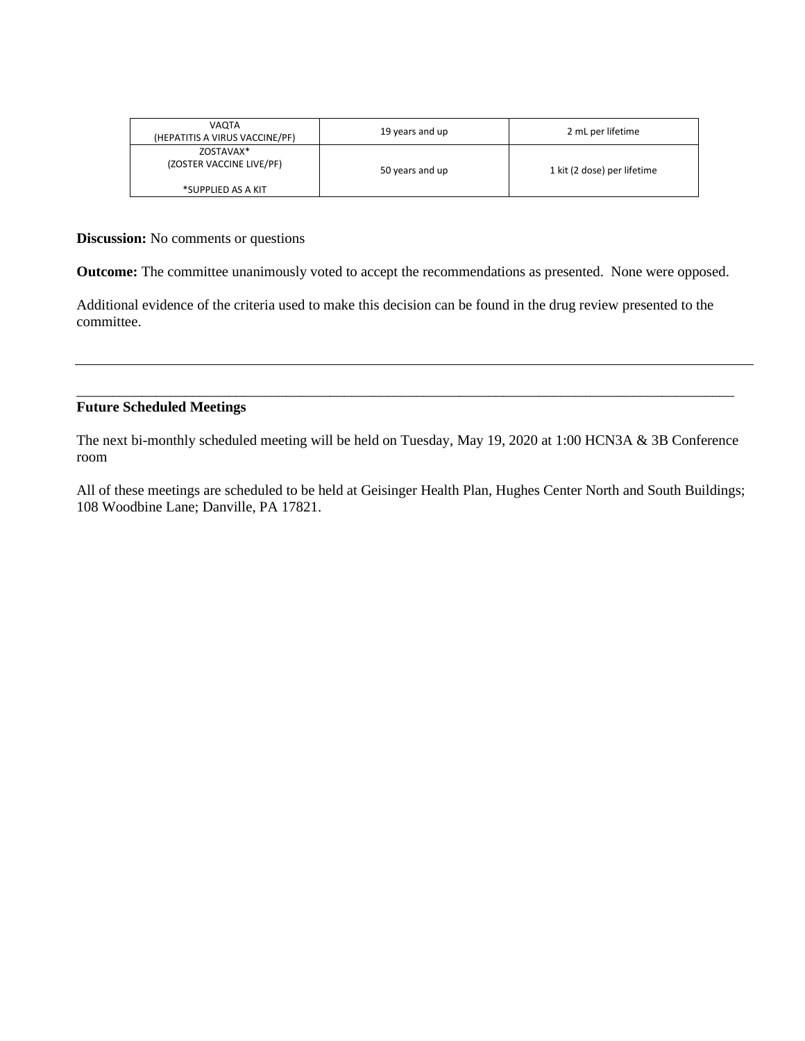| | | |
|---|---|---|
| VAQTA (HEPATITIS A VIRUS VACCINE/PF) | 19 years and up | 2 mL per lifetime |
| ZOSTAVAX* (ZOSTER VACCINE LIVE/PF) *SUPPLIED AS A KIT | 50 years and up | 1 kit (2 dose) per lifetime |

**Discussion:** No comments or questions

**Outcome:** The committee unanimously voted to accept the recommendations as presented. None were opposed.

Additional evidence of the criteria used to make this decision can be found in the drug review presented to the committee.

---

## Future Scheduled Meetings

The next bi-monthly scheduled meeting will be held on Tuesday, May 19, 2020 at 1:00 HCN3A & 3B Conference room

All of these meetings are scheduled to be held at Geisinger Health Plan, Hughes Center North and South Buildings; 108 Woodbine Lane; Danville, PA 17821.